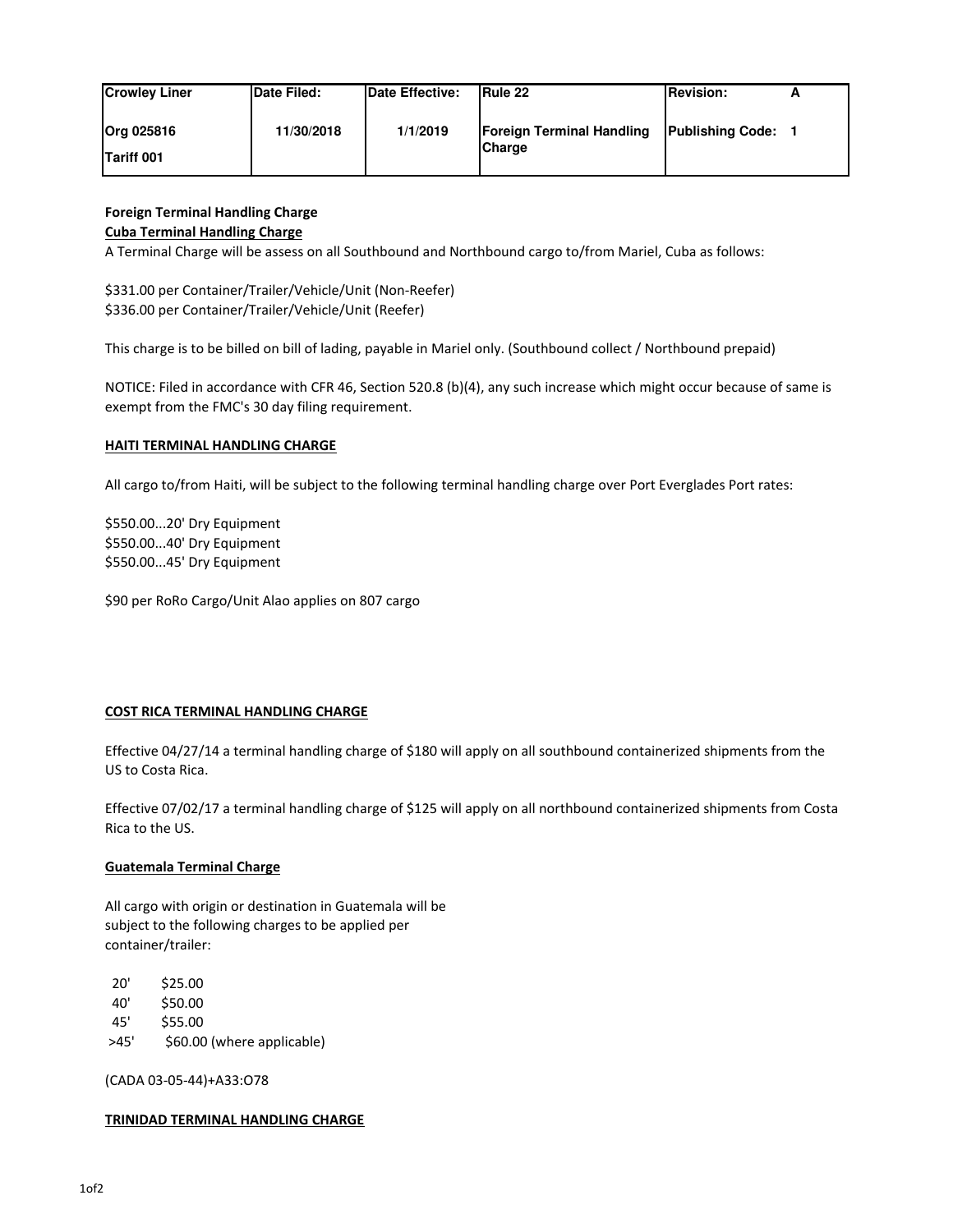| Crowley Liner | Date Filed: | Date Effective: | Rule 22 | Revision: | A |
|---|---|---|---|---|---|
| Org 025816 | 11/30/2018 | 1/1/2019 | Foreign Terminal Handling Charge | Publishing Code: | 1 |
| Tariff 001 | | | | | |

**Foreign Terminal Handling Charge**

**Cuba Terminal Handling Charge**

A Terminal Charge will be assess on all Southbound and Northbound cargo to/from Mariel, Cuba as follows:

$331.00 per Container/Trailer/Vehicle/Unit (Non-Reefer)
$336.00 per Container/Trailer/Vehicle/Unit (Reefer)

This charge is to be billed on bill of lading, payable in Mariel only. (Southbound collect / Northbound prepaid)

NOTICE: Filed in accordance with CFR 46, Section 520.8 (b)(4), any such increase which might occur because of same is exempt from the FMC's 30 day filing requirement.

**HAITI TERMINAL HANDLING CHARGE**

All cargo to/from Haiti, will be subject to the following terminal handling charge over Port Everglades Port rates:

$550.00...20' Dry Equipment
$550.00...40' Dry Equipment
$550.00...45' Dry Equipment

$90 per RoRo Cargo/Unit Alao applies on 807 cargo

**COST RICA TERMINAL HANDLING CHARGE**

Effective 04/27/14 a terminal handling charge of $180 will apply on all southbound containerized shipments from the US to Costa Rica.

Effective 07/02/17 a terminal handling charge of $125 will apply on all northbound containerized shipments from Costa Rica to the US.

**Guatemala Terminal Charge**

All cargo with origin or destination in Guatemala will be subject to the following charges to be applied per container/trailer:

| | |
|---|---|
| 20' | $25.00 |
| 40' | $50.00 |
| 45' | $55.00 |
| >45' | $60.00 (where applicable) |

(CADA 03-05-44)+A33:O78

**TRINIDAD TERMINAL HANDLING CHARGE**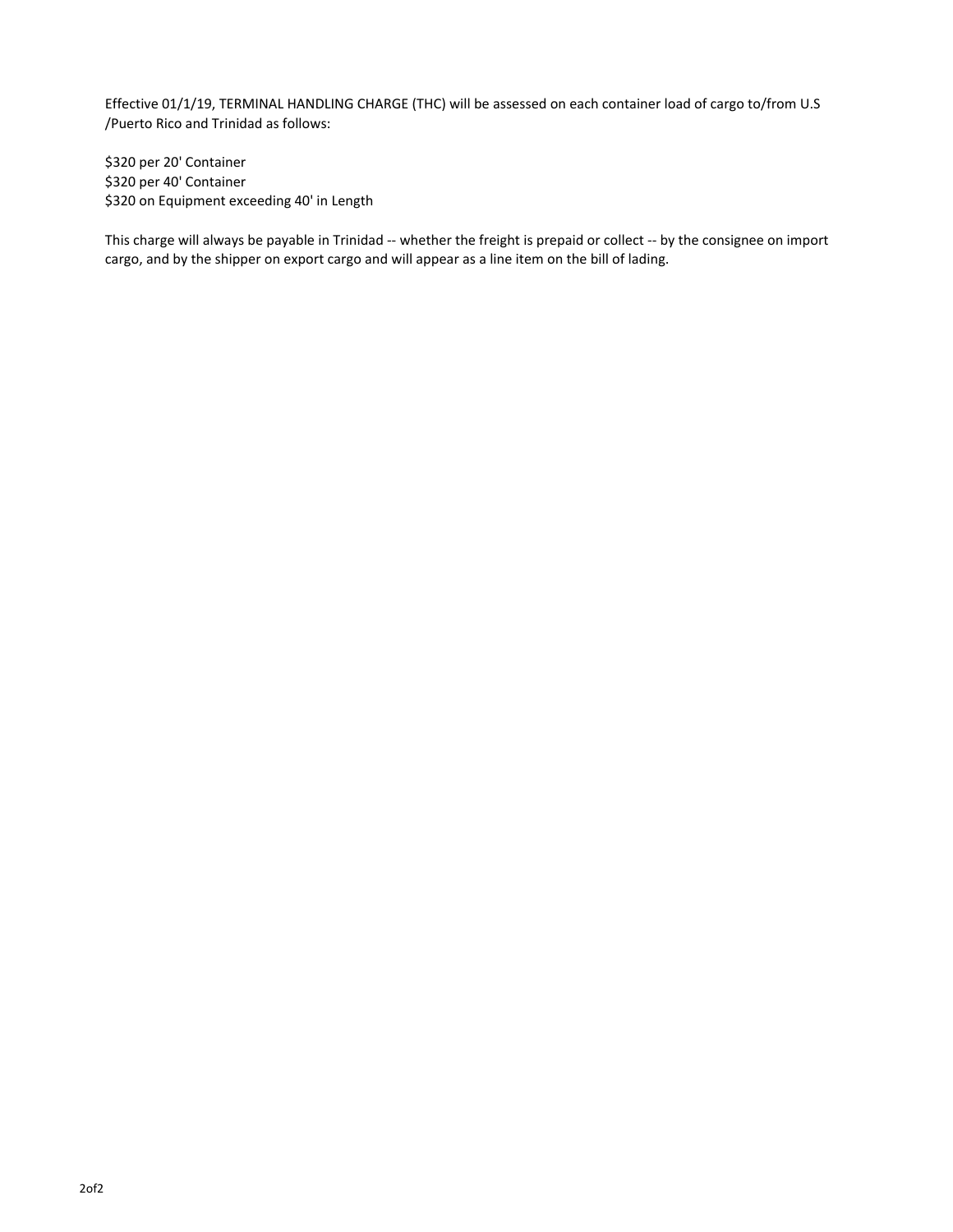Effective 01/1/19, TERMINAL HANDLING CHARGE (THC) will be assessed on each container load of cargo to/from U.S /Puerto Rico and Trinidad as follows:

$320 per 20' Container
$320 per 40' Container
$320 on Equipment exceeding 40' in Length

This charge will always be payable in Trinidad -- whether the freight is prepaid or collect -- by the consignee on import cargo, and by the shipper on export cargo and will appear as a line item on the bill of lading.